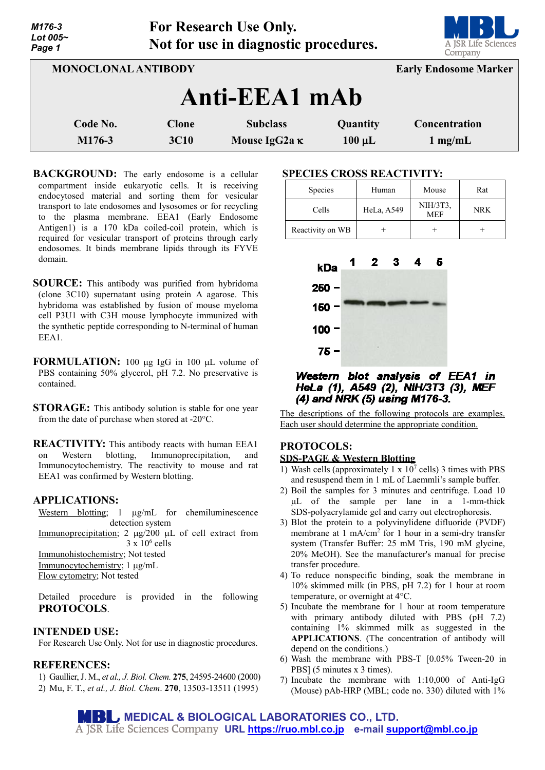For Research Use Only.
Not for use in diagnostic procedures.

**MONOCLONAL ANTIBODY** | **Early Endosome Marker**

# Anti-EEA1 mAb

| Code No. | Clone | Subclass | Quantity | Concentration |
|---|---|---|---|---|
| M176-3 | 3C10 | Mouse IgG2a κ | 100 µL | 1 mg/mL |

**BACKGROUND:** The early endosome is a cellular compartment inside eukaryotic cells. It is receiving endocytosed material and sorting them for vesicular transport to late endosomes and lysosomes or for recycling to the plasma membrane. EEA1 (Early Endosome Antigen1) is a 170 kDa coiled-coil protein, which is required for vesicular transport of proteins through early endosomes. It binds membrane lipids through its FYVE domain.

**SOURCE:** This antibody was purified from hybridoma (clone 3C10) supernatant using protein A agarose. This hybridoma was established by fusion of mouse myeloma cell P3U1 with C3H mouse lymphocyte immunized with the synthetic peptide corresponding to N-terminal of human EEA1.

**FORMULATION:** 100 µg IgG in 100 µL volume of PBS containing 50% glycerol, pH 7.2. No preservative is contained.

**STORAGE:** This antibody solution is stable for one year from the date of purchase when stored at -20°C.

**REACTIVITY:** This antibody reacts with human EEA1 on Western blotting, Immunoprecipitation, and Immunocytochemistry. The reactivity to mouse and rat EEA1 was confirmed by Western blotting.

**APPLICATIONS:**

Western blotting; 1 µg/mL for chemiluminescence detection system
Immunoprecipitation; 2 µg/200 µL of cell extract from $3 \times 10^6$ cells
Immunohistochemistry; Not tested
Immunocytochemistry; 1 µg/mL
Flow cytometry; Not tested

Detailed procedure is provided in the following **PROTOCOLS**.

**INTENDED USE:**
For Research Use Only. Not for use in diagnostic procedures.

**REFERENCES:**
1) Gaullier, J. M., *et al., J. Biol. Chem.* **275**, 24595-24600 (2000)
2) Mu, F. T., *et al., J. Biol. Chem*. **270**, 13503-13511 (1995)

**SPECIES CROSS REACTIVITY:**

| Species | Human | Mouse | Rat |
|---|---|---|---|
| Cells | HeLa, A549 | NIH/3T3, MEF | NRK |
| Reactivity on WB | + | + | + |

***Western blot analysis of EEA1 in HeLa (1), A549 (2), NIH/3T3 (3), MEF (4) and NRK (5) using M176-3.***

The descriptions of the following protocols are examples. Each user should determine the appropriate condition.

**PROTOCOLS:**

**SDS-PAGE & Western Blotting**

1) Wash cells (approximately $1 \times 10^7$ cells) 3 times with PBS and resuspend them in 1 mL of Laemmli's sample buffer.
2) Boil the samples for 3 minutes and centrifuge. Load 10 µL of the sample per lane in a 1-mm-thick SDS-polyacrylamide gel and carry out electrophoresis.
3) Blot the protein to a polyvinylidene difluoride (PVDF) membrane at 1 mA/cm$^2$ for 1 hour in a semi-dry transfer system (Transfer Buffer: 25 mM Tris, 190 mM glycine, 20% MeOH). See the manufacturer's manual for precise transfer procedure.
4) To reduce nonspecific binding, soak the membrane in 10% skimmed milk (in PBS, pH 7.2) for 1 hour at room temperature, or overnight at 4°C.
5) Incubate the membrane for 1 hour at room temperature with primary antibody diluted with PBS (pH 7.2) containing 1% skimmed milk as suggested in the **APPLICATIONS**. (The concentration of antibody will depend on the conditions.)
6) Wash the membrane with PBS-T [0.05% Tween-20 in PBS] (5 minutes x 3 times).
7) Incubate the membrane with 1:10,000 of Anti-IgG (Mouse) pAb-HRP (MBL; code no. 330) diluted with 1%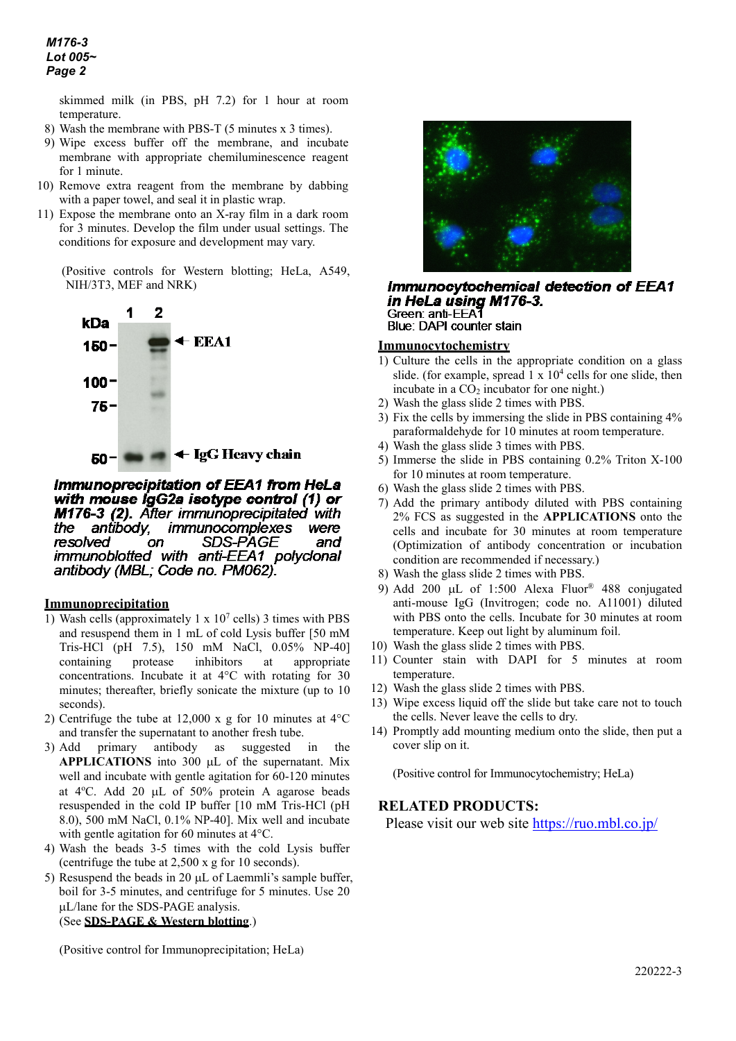skimmed milk (in PBS, pH 7.2) for 1 hour at room temperature.

8) Wash the membrane with PBS-T (5 minutes x 3 times).
9) Wipe excess buffer off the membrane, and incubate membrane with appropriate chemiluminescence reagent for 1 minute.
10) Remove extra reagent from the membrane by dabbing with a paper towel, and seal it in plastic wrap.
11) Expose the membrane onto an X-ray film in a dark room for 3 minutes. Develop the film under usual settings. The conditions for exposure and development may vary.

(Positive controls for Western blotting; HeLa, A549, NIH/3T3, MEF and NRK)

kDa 1 2
150
100
75
50
EEA1
IgG Heavy chain

***Immunoprecipitation of EEA1 from HeLa with mouse IgG2a isotype control (1) or M176-3 (2). After immunoprecipitated with the antibody, immunocomplexes were resolved on SDS-PAGE and immunoblotted with anti-EEA1 polyclonal antibody (MBL; Code no. PM062).***

## Immunoprecipitation

1) Wash cells (approximately 1 x $10^7$ cells) 3 times with PBS and resuspend them in 1 mL of cold Lysis buffer [50 mM Tris-HCl (pH 7.5), 150 mM NaCl, 0.05% NP-40] containing protease inhibitors at appropriate concentrations. Incubate it at 4°C with rotating for 30 minutes; thereafter, briefly sonicate the mixture (up to 10 seconds).
2) Centrifuge the tube at 12,000 x g for 10 minutes at 4°C and transfer the supernatant to another fresh tube.
3) Add primary antibody as suggested in the **APPLICATIONS** into 300 µL of the supernatant. Mix well and incubate with gentle agitation for 60-120 minutes at 4°C. Add 20 µL of 50% protein A agarose beads resuspended in the cold IP buffer [10 mM Tris-HCl (pH 8.0), 500 mM NaCl, 0.1% NP-40]. Mix well and incubate with gentle agitation for 60 minutes at 4°C.
4) Wash the beads 3-5 times with the cold Lysis buffer (centrifuge the tube at 2,500 x g for 10 seconds).
5) Resuspend the beads in 20 µL of Laemmli's sample buffer, boil for 3-5 minutes, and centrifuge for 5 minutes. Use 20 µL/lane for the SDS-PAGE analysis. (See **SDS-PAGE & Western blotting**.)

(Positive control for Immunoprecipitation; HeLa)

***Immunocytochemical detection of EEA1 in HeLa using M176-3.***
Green: anti-EEA1
Blue: DAPI counter stain

## Immunocytochemistry

1) Culture the cells in the appropriate condition on a glass slide. (for example, spread 1 x $10^4$ cells for one slide, then incubate in a $CO_2$ incubator for one night.)
2) Wash the glass slide 2 times with PBS.
3) Fix the cells by immersing the slide in PBS containing 4% paraformaldehyde for 10 minutes at room temperature.
4) Wash the glass slide 3 times with PBS.
5) Immerse the slide in PBS containing 0.2% Triton X-100 for 10 minutes at room temperature.
6) Wash the glass slide 2 times with PBS.
7) Add the primary antibody diluted with PBS containing 2% FCS as suggested in the **APPLICATIONS** onto the cells and incubate for 30 minutes at room temperature (Optimization of antibody concentration or incubation condition are recommended if necessary.)
8) Wash the glass slide 2 times with PBS.
9) Add 200 µL of 1:500 Alexa Fluor® 488 conjugated anti-mouse IgG (Invitrogen; code no. A11001) diluted with PBS onto the cells. Incubate for 30 minutes at room temperature. Keep out light by aluminum foil.
10) Wash the glass slide 2 times with PBS.
11) Counter stain with DAPI for 5 minutes at room temperature.
12) Wash the glass slide 2 times with PBS.
13) Wipe excess liquid off the slide but take care not to touch the cells. Never leave the cells to dry.
14) Promptly add mounting medium onto the slide, then put a cover slip on it.

(Positive control for Immunocytochemistry; HeLa)

## RELATED PRODUCTS:

Please visit our web site https://ruo.mbl.co.jp/

220222-3